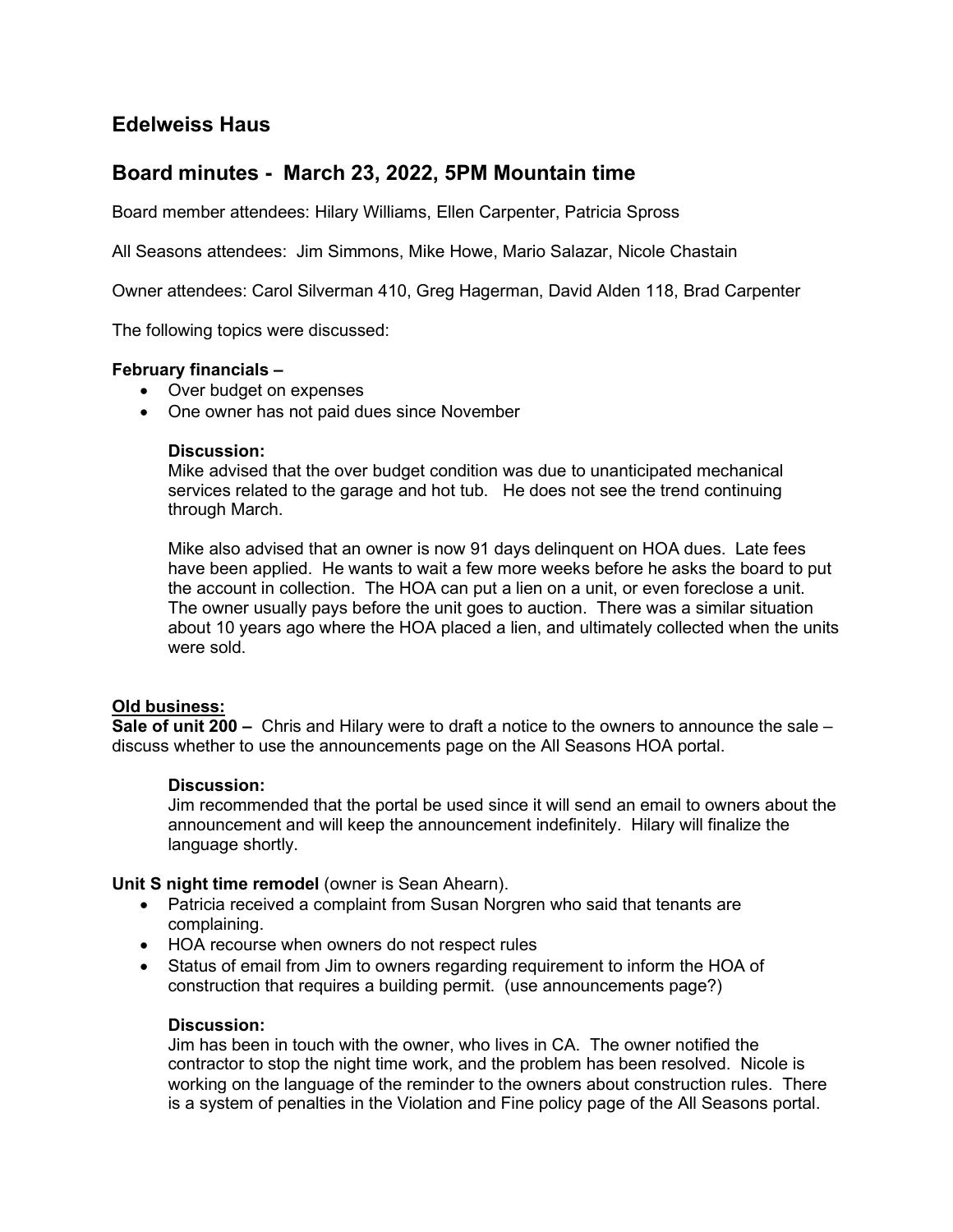## Edelweiss Haus

## Board minutes - March 23, 2022, 5PM Mountain time

Board member attendees: Hilary Williams, Ellen Carpenter, Patricia Spross

All Seasons attendees: Jim Simmons, Mike Howe, Mario Salazar, Nicole Chastain

Owner attendees: Carol Silverman 410, Greg Hagerman, David Alden 118, Brad Carpenter

The following topics were discussed:

**February financials –**

- Over budget on expenses
- One owner has not paid dues since November

**Discussion:**
Mike advised that the over budget condition was due to unanticipated mechanical services related to the garage and hot tub. He does not see the trend continuing through March.

Mike also advised that an owner is now 91 days delinquent on HOA dues. Late fees have been applied. He wants to wait a few more weeks before he asks the board to put the account in collection. The HOA can put a lien on a unit, or even foreclose a unit. The owner usually pays before the unit goes to auction. There was a similar situation about 10 years ago where the HOA placed a lien, and ultimately collected when the units were sold.

**Old business:**

**Sale of unit 200 –** Chris and Hilary were to draft a notice to the owners to announce the sale – discuss whether to use the announcements page on the All Seasons HOA portal.

**Discussion:**
Jim recommended that the portal be used since it will send an email to owners about the announcement and will keep the announcement indefinitely. Hilary will finalize the language shortly.

**Unit S night time remodel** (owner is Sean Ahearn).

- Patricia received a complaint from Susan Norgren who said that tenants are complaining.
- HOA recourse when owners do not respect rules
- Status of email from Jim to owners regarding requirement to inform the HOA of construction that requires a building permit. (use announcements page?)

**Discussion:**
Jim has been in touch with the owner, who lives in CA. The owner notified the contractor to stop the night time work, and the problem has been resolved. Nicole is working on the language of the reminder to the owners about construction rules. There is a system of penalties in the Violation and Fine policy page of the All Seasons portal.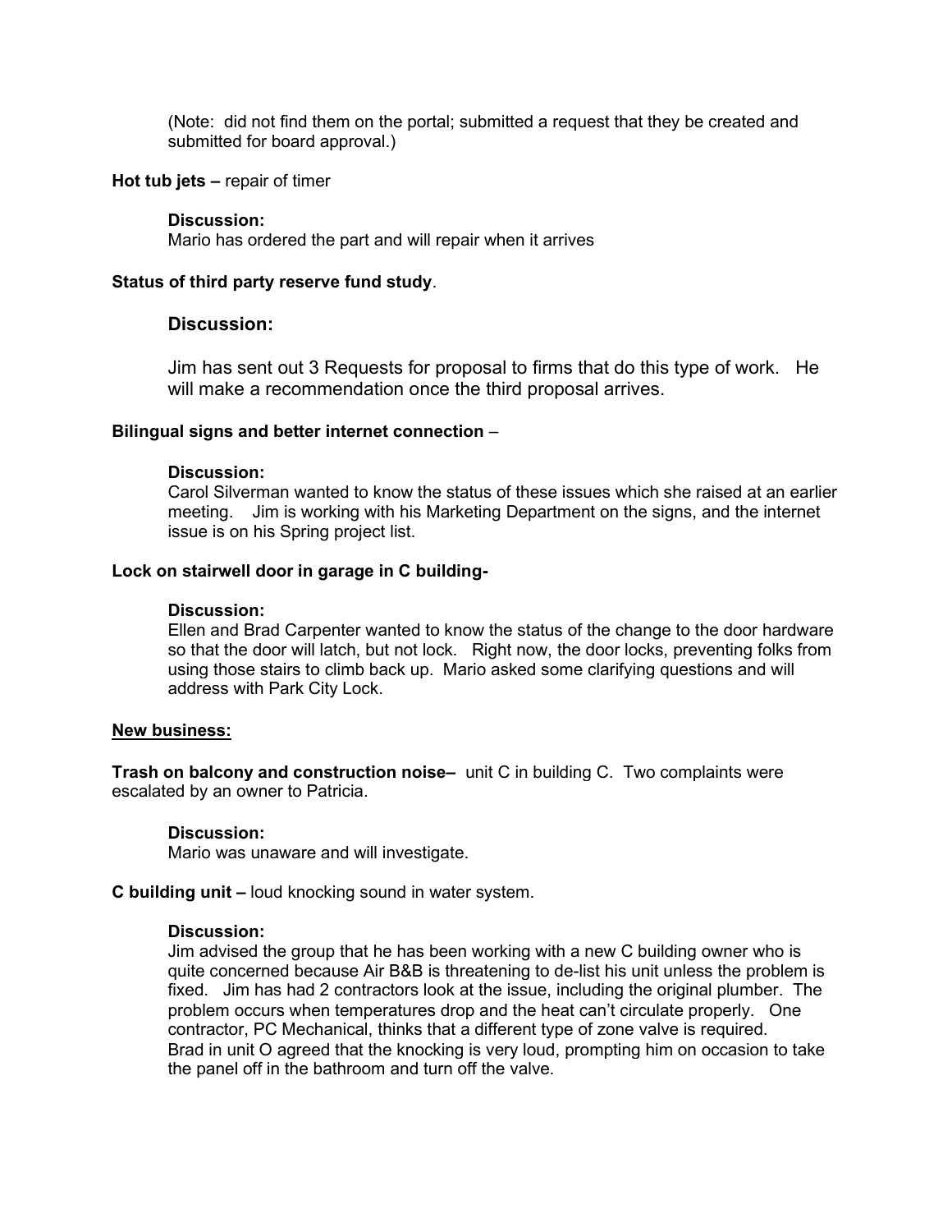(Note: did not find them on the portal; submitted a request that they be created and submitted for board approval.)

**Hot tub jets –** repair of timer

**Discussion:**
Mario has ordered the part and will repair when it arrives

**Status of third party reserve fund study**.

**Discussion:**

Jim has sent out 3 Requests for proposal to firms that do this type of work. He will make a recommendation once the third proposal arrives.

**Bilingual signs and better internet connection** –

**Discussion:**
Carol Silverman wanted to know the status of these issues which she raised at an earlier meeting. Jim is working with his Marketing Department on the signs, and the internet issue is on his Spring project list.

**Lock on stairwell door in garage in C building-**

**Discussion:**
Ellen and Brad Carpenter wanted to know the status of the change to the door hardware so that the door will latch, but not lock. Right now, the door locks, preventing folks from using those stairs to climb back up. Mario asked some clarifying questions and will address with Park City Lock.

**New business:**

**Trash on balcony and construction noise–** unit C in building C. Two complaints were escalated by an owner to Patricia.

**Discussion:**
Mario was unaware and will investigate.

**C building unit –** loud knocking sound in water system.

**Discussion:**
Jim advised the group that he has been working with a new C building owner who is quite concerned because Air B&B is threatening to de-list his unit unless the problem is fixed. Jim has had 2 contractors look at the issue, including the original plumber. The problem occurs when temperatures drop and the heat can't circulate properly. One contractor, PC Mechanical, thinks that a different type of zone valve is required.
Brad in unit O agreed that the knocking is very loud, prompting him on occasion to take the panel off in the bathroom and turn off the valve.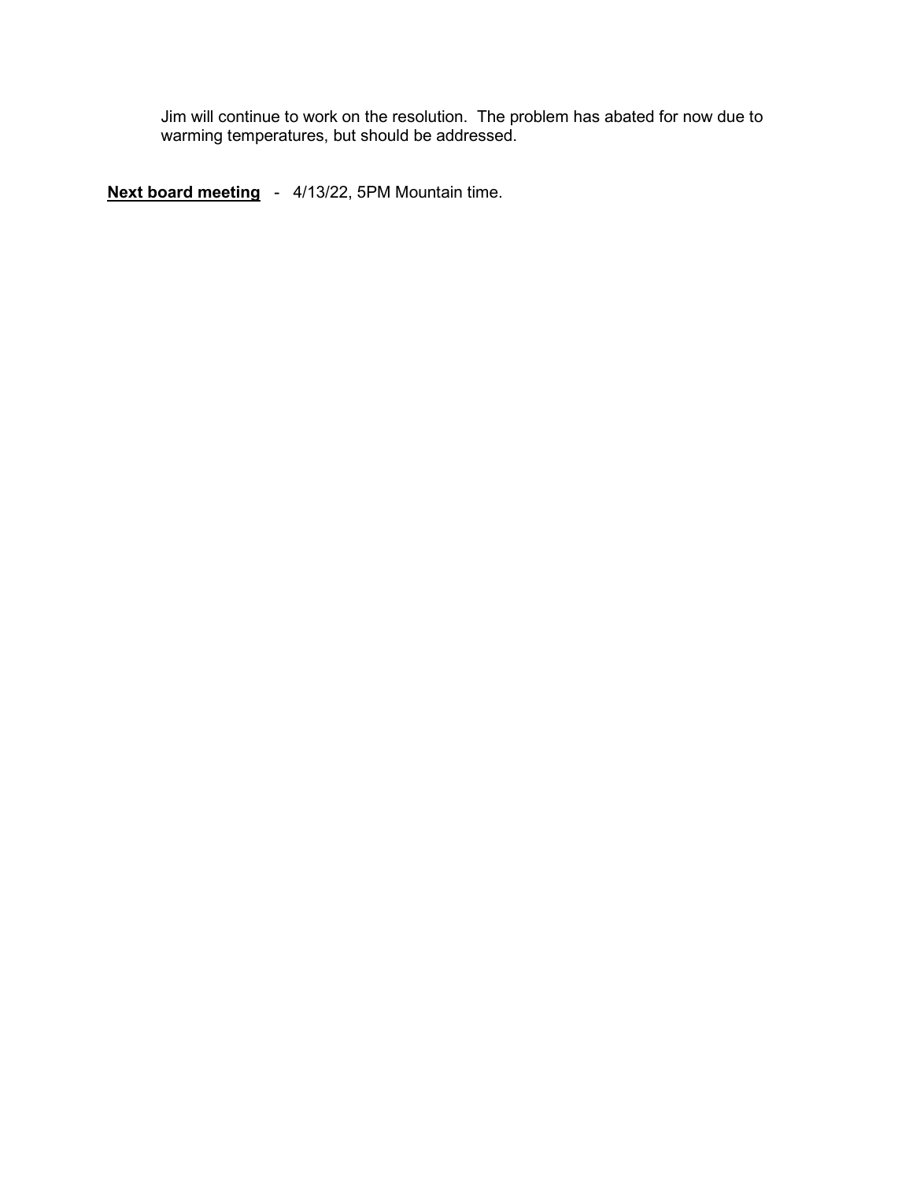Jim will continue to work on the resolution.  The problem has abated for now due to warming temperatures, but should be addressed.

**<u>Next board meeting</u>**  -  4/13/22, 5PM Mountain time.